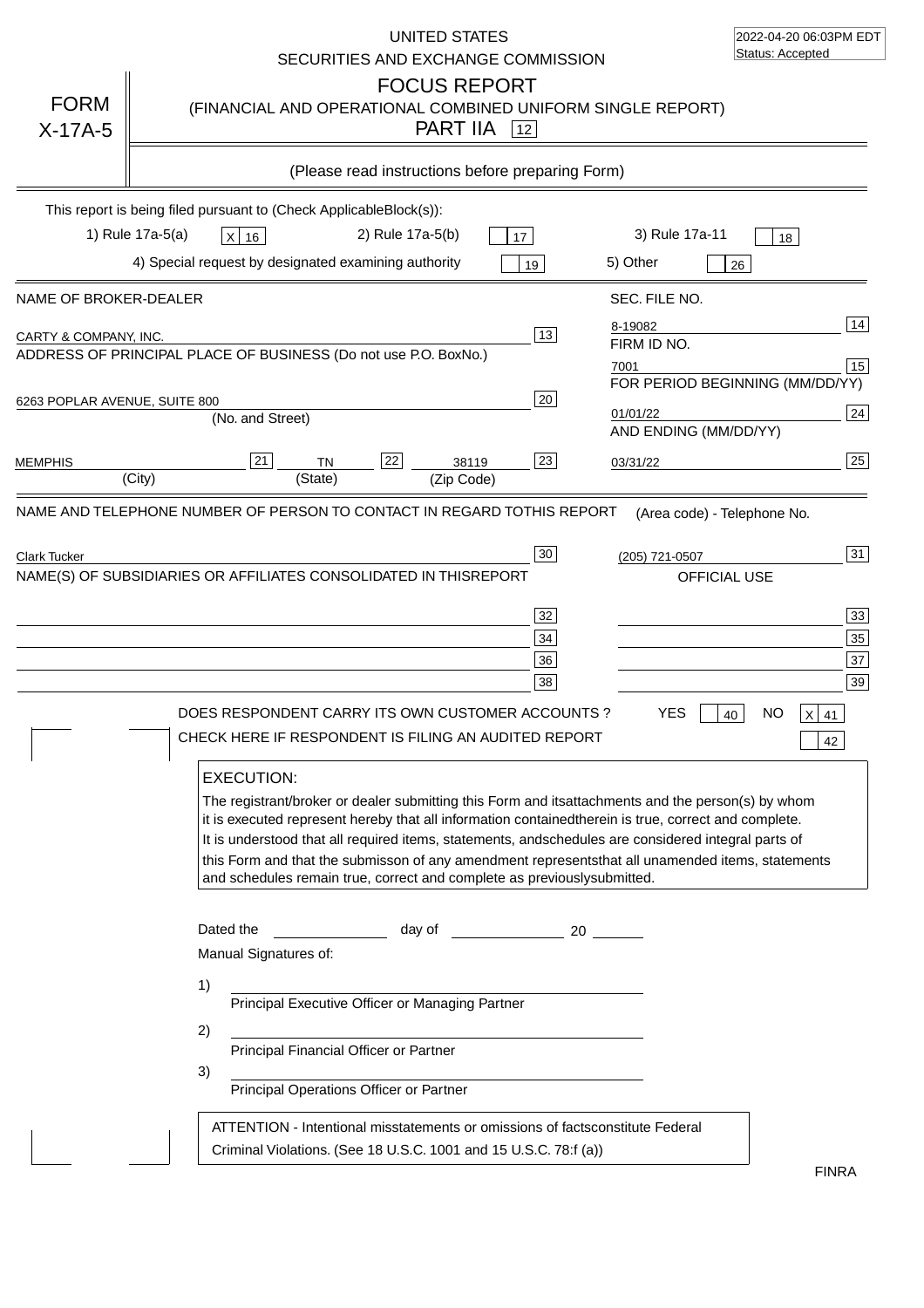2022-04-20 06:03PM EDT
Status: Accepted

UNITED STATES
SECURITIES AND EXCHANGE COMMISSION

# FORM X-17A-5

## FOCUS REPORT
(FINANCIAL AND OPERATIONAL COMBINED UNIFORM SINGLE REPORT)
PART IIA [12]

(Please read instructions before preparing Form)

This report is being filed pursuant to (Check ApplicableBlock(s)):

1) Rule 17a-5(a) [X] [16]  2) Rule 17a-5(b) [ ] [17]  3) Rule 17a-11 [ ] [18]

4) Special request by designated examining authority [ ] [19]  5) Other [ ] [26]

| NAME OF BROKER-DEALER | | SEC. FILE NO. | |
|---|---|---|---|
| CARTY & COMPANY, INC. | [13] | 8-19082 | [14] |
| ADDRESS OF PRINCIPAL PLACE OF BUSINESS (Do not use P.O. BoxNo.) | | FIRM ID NO. | |
| | | 7001 | [15] |
| | | FOR PERIOD BEGINNING (MM/DD/YY) | |
| 6263 POPLAR AVENUE, SUITE 800 (No. and Street) | [20] | 01/01/22 | [24] |
| | | AND ENDING (MM/DD/YY) | |
| MEMPHIS (City) [21] TN (State) [22] 38119 (Zip Code) | [23] | 03/31/22 | [25] |

NAME AND TELEPHONE NUMBER OF PERSON TO CONTACT IN REGARD TOTHIS REPORT (Area code) - Telephone No.

Clark Tucker [30]  (205) 721-0507 [31]

NAME(S) OF SUBSIDIARIES OR AFFILIATES CONSOLIDATED IN THISREPORT — OFFICIAL USE

| | | | |
|---|---|---|---|
| | [32] | | [33] |
| | [34] | | [35] |
| | [36] | | [37] |
| | [38] | | [39] |

DOES RESPONDENT CARRY ITS OWN CUSTOMER ACCOUNTS ? YES [ ] [40] NO [X] [41]

CHECK HERE IF RESPONDENT IS FILING AN AUDITED REPORT [ ] [42]

**EXECUTION:**

The registrant/broker or dealer submitting this Form and itsattachments and the person(s) by whom it is executed represent hereby that all information containedtherein is true, correct and complete. It is understood that all required items, statements, andschedules are considered integral parts of this Form and that the submisson of any amendment representsthat all unamended items, statements and schedules remain true, correct and complete as previouslysubmitted.

Dated the ____________ day of ____________ 20 ______

Manual Signatures of:

1) ______________________________
Principal Executive Officer or Managing Partner

2) ______________________________
Principal Financial Officer or Partner

3) ______________________________
Principal Operations Officer or Partner

ATTENTION - Intentional misstatements or omissions of factsconstitute Federal Criminal Violations. (See 18 U.S.C. 1001 and 15 U.S.C. 78:f (a))

FINRA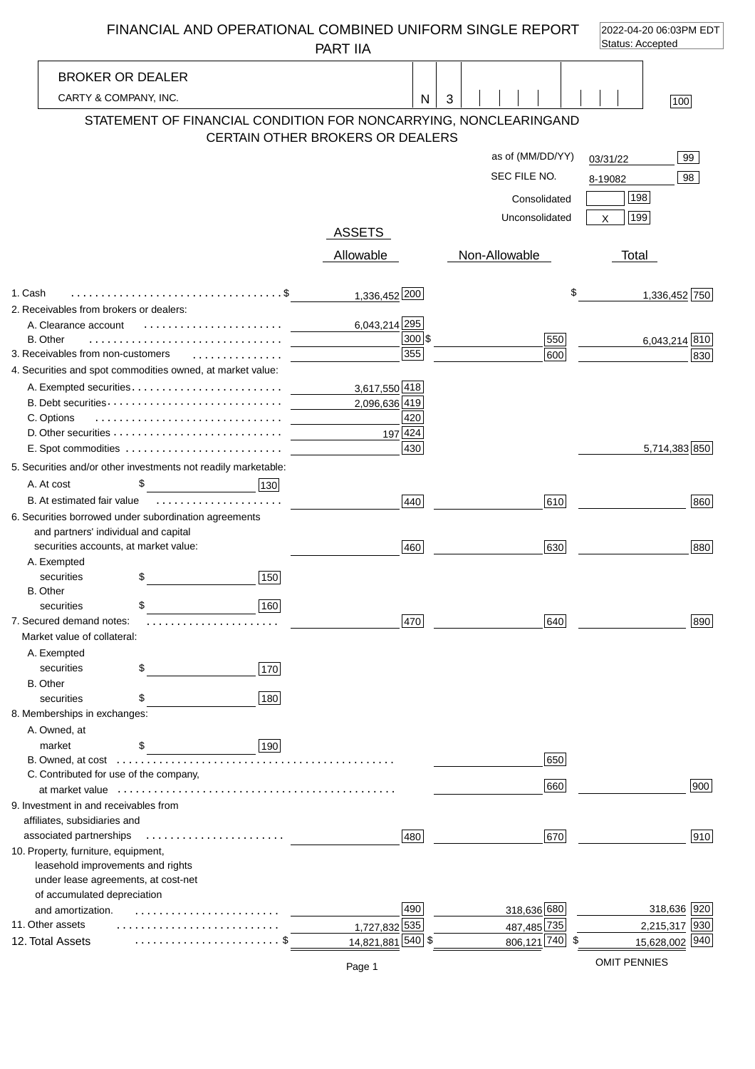# FINANCIAL AND OPERATIONAL COMBINED UNIFORM SINGLE REPORT PART IIA

2022-04-20 06:03PM EDT
Status: Accepted

**BROKER OR DEALER**

CARTY & COMPANY, INC. | N | 3 | [100]

## STATEMENT OF FINANCIAL CONDITION FOR NONCARRYING, NONCLEARINGAND CERTAIN OTHER BROKERS OR DEALERS

as of (MM/DD/YY) 03/31/22 [99]

SEC FILE NO. 8-19082 [98]

Consolidated [198]

Unconsolidated X [199]

### ASSETS

| | Allowable | | Non-Allowable | | Total | |
|---|---|---|---|---|---|---|
| 1. Cash | $ 1,336,452 | 200 | | | $ 1,336,452 | 750 |
| 2. Receivables from brokers or dealers: | | | | | | |
| A. Clearance account | 6,043,214 | 295 | | | | |
| B. Other | | 300 | $ | 550 | 6,043,214 | 810 |
| 3. Receivables from non-customers | | 355 | | 600 | | 830 |
| 4. Securities and spot commodities owned, at market value: | | | | | | |
| A. Exempted securities | 3,617,550 | 418 | | | | |
| B. Debt securities | 2,096,636 | 419 | | | | |
| C. Options | | 420 | | | | |
| D. Other securities | 197 | 424 | | | | |
| E. Spot commodities | | 430 | | | 5,714,383 | 850 |
| 5. Securities and/or other investments not readily marketable: | | | | | | |
| A. At cost $ [130] | | | | | | |
| B. At estimated fair value | | 440 | | 610 | | 860 |
| 6. Securities borrowed under subordination agreements and partners' individual and capital securities accounts, at market value: | | 460 | | 630 | | 880 |
| A. Exempted securities $ [150] | | | | | | |
| B. Other securities $ [160] | | | | | | |
| 7. Secured demand notes: | | 470 | | 640 | | 890 |
| Market value of collateral: | | | | | | |
| A. Exempted securities $ [170] | | | | | | |
| B. Other securities $ [180] | | | | | | |
| 8. Memberships in exchanges: | | | | | | |
| A. Owned, at market $ [190] | | | | | | |
| B. Owned, at cost | | | | 650 | | |
| C. Contributed for use of the company, at market value | | | | 660 | | 900 |
| 9. Investment in and receivables from affiliates, subsidiaries and associated partnerships | | 480 | | 670 | | 910 |
| 10. Property, furniture, equipment, leasehold improvements and rights under lease agreements, at cost-net of accumulated depreciation and amortization. | | 490 | 318,636 | 680 | 318,636 | 920 |
| 11. Other assets | 1,727,832 | 535 | 487,485 | 735 | 2,215,317 | 930 |
| 12. Total Assets | $ 14,821,881 | 540 | $ 806,121 | 740 | $ 15,628,002 | 940 |

OMIT PENNIES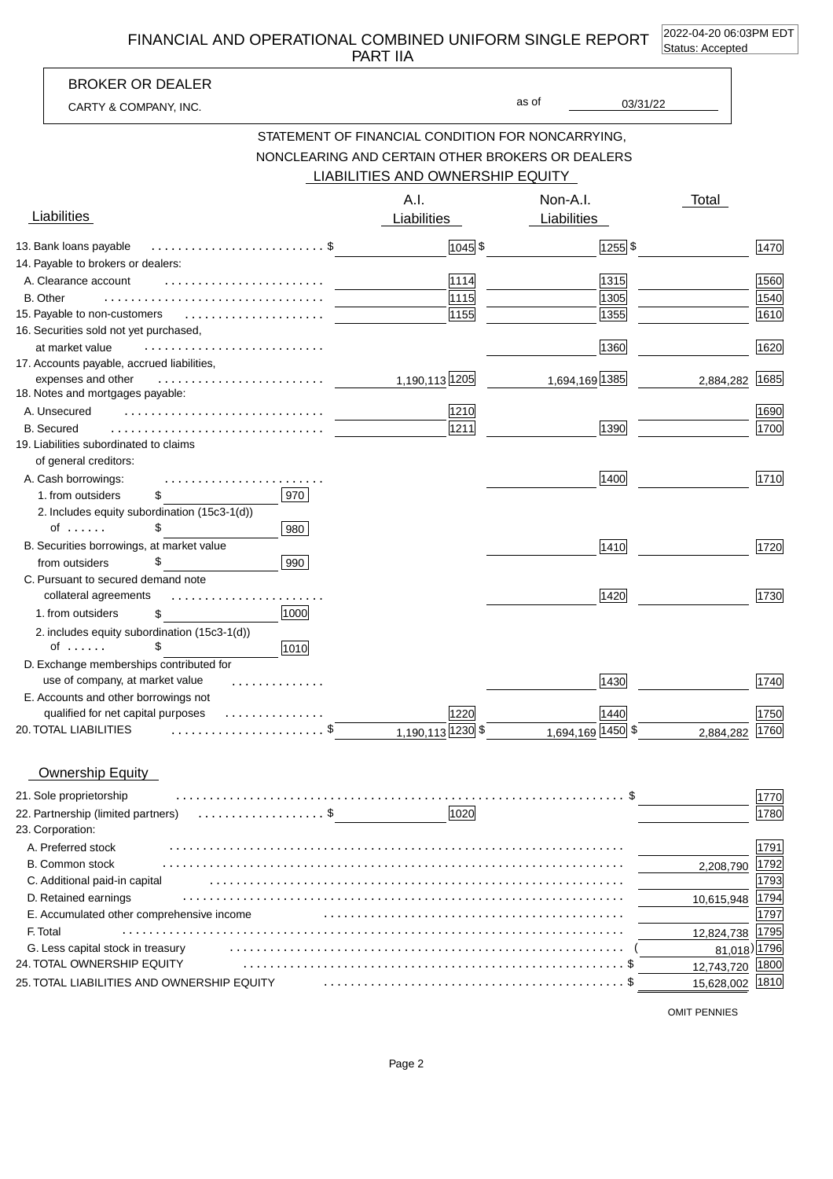# FINANCIAL AND OPERATIONAL COMBINED UNIFORM SINGLE REPORT PART IIA

2022-04-20 06:03PM EDT
Status: Accepted

**BROKER OR DEALER**

CARTY & COMPANY, INC. as of 03/31/22

## STATEMENT OF FINANCIAL CONDITION FOR NONCARRYING, NONCLEARING AND CERTAIN OTHER BROKERS OR DEALERS

### LIABILITIES AND OWNERSHIP EQUITY

| Liabilities | A.I. Liabilities | | Non-A.I. Liabilities | | Total | |
|---|---|---|---|---|---|---|
| 13. Bank loans payable | $ | 1045 | $ | 1255 | $ | 1470 |
| 14. Payable to brokers or dealers: | | | | | | |
| A. Clearance account | | 1114 | | 1315 | | 1560 |
| B. Other | | 1115 | | 1305 | | 1540 |
| 15. Payable to non-customers | | 1155 | | 1355 | | 1610 |
| 16. Securities sold not yet purchased, at market value | | | | 1360 | | 1620 |
| 17. Accounts payable, accrued liabilities, expenses and other | 1,190,113 | 1205 | 1,694,169 | 1385 | 2,884,282 | 1685 |
| 18. Notes and mortgages payable: | | | | | | |
| A. Unsecured | | 1210 | | | | 1690 |
| B. Secured | | 1211 | | 1390 | | 1700 |
| 19. Liabilities subordinated to claims of general creditors: | | | | | | |
| A. Cash borrowings: | | | | 1400 | | 1710 |
| 1. from outsiders $ [970] | | | | | | |
| 2. Includes equity subordination (15c3-1(d)) of ...... $ [980] | | | | | | |
| B. Securities borrowings, at market value from outsiders $ [990] | | | | 1410 | | 1720 |
| C. Pursuant to secured demand note collateral agreements | | | | 1420 | | 1730 |
| 1. from outsiders $ [1000] | | | | | | |
| 2. includes equity subordination (15c3-1(d)) of ...... $ [1010] | | | | | | |
| D. Exchange memberships contributed for use of company, at market value | | | | 1430 | | 1740 |
| E. Accounts and other borrowings not qualified for net capital purposes | | 1220 | | 1440 | | 1750 |
| 20. TOTAL LIABILITIES | $ 1,190,113 | 1230 | $ 1,694,169 | 1450 | $ 2,884,282 | 1760 |

### Ownership Equity

| | | | | |
|---|---|---|---|---|
| 21. Sole proprietorship | | | $ | 1770 |
| 22. Partnership (limited partners) | $ | 1020 | | 1780 |
| 23. Corporation: | | | | |
| A. Preferred stock | | | | 1791 |
| B. Common stock | | | 2,208,790 | 1792 |
| C. Additional paid-in capital | | | | 1793 |
| D. Retained earnings | | | 10,615,948 | 1794 |
| E. Accumulated other comprehensive income | | | | 1797 |
| F. Total | | | 12,824,738 | 1795 |
| G. Less capital stock in treasury | | | (81,018) | 1796 |
| 24. TOTAL OWNERSHIP EQUITY | | | $ 12,743,720 | 1800 |
| 25. TOTAL LIABILITIES AND OWNERSHIP EQUITY | | | $ 15,628,002 | 1810 |

OMIT PENNIES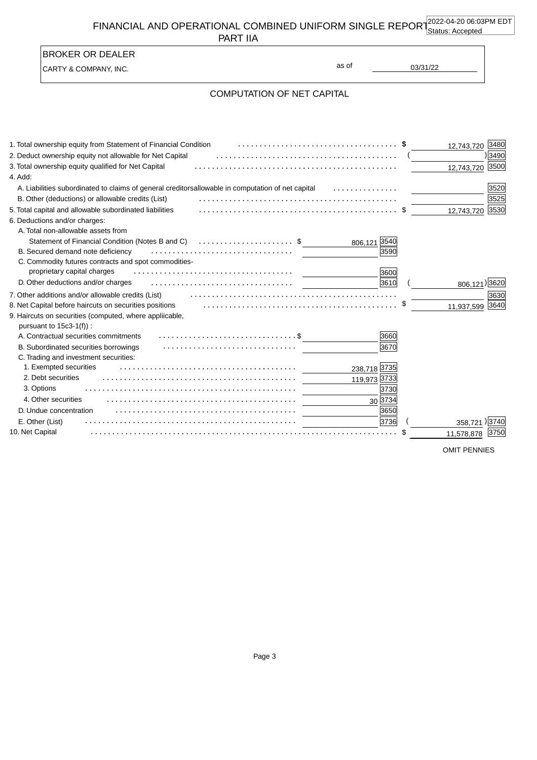# FINANCIAL AND OPERATIONAL COMBINED UNIFORM SINGLE REPORT
## PART IIA

2022-04-20 06:03PM EDT
Status: Accepted

**BROKER OR DEALER**

CARTY & COMPANY, INC. as of 03/31/22

## COMPUTATION OF NET CAPITAL

| Item | | Code | | Code |
|---|---|---|---|---|
| 1. Total ownership equity from Statement of Financial Condition | | | $ 12,743,720 | 3480 |
| 2. Deduct ownership equity not allowable for Net Capital | | | ( ) | 3490 |
| 3. Total ownership equity qualified for Net Capital | | | 12,743,720 | 3500 |
| 4. Add: | | | | |
| A. Liabilities subordinated to claims of general creditorsallowable in computation of net capital | | | | 3520 |
| B. Other (deductions) or allowable credits (List) | | | | 3525 |
| 5. Total capital and allowable subordinated liabilities | | | $ 12,743,720 | 3530 |
| 6. Deductions and/or charges: | | | | |
| A. Total non-allowable assets from Statement of Financial Condition (Notes B and C) | $ 806,121 | 3540 | | |
| B. Secured demand note deficiency | | 3590 | | |
| C. Commodity futures contracts and spot commodities- proprietary capital charges | | 3600 | | |
| D. Other deductions and/or charges | | 3610 | ( 806,121 ) | 3620 |
| 7. Other additions and/or allowable credits (List) | | | | 3630 |
| 8. Net Capital before haircuts on securities positions | | | $ 11,937,599 | 3640 |
| 9. Haircuts on securities (computed, where appliicable, pursuant to 15c3-1(f)) : | | | | |
| A. Contractual securities commitments | $ | 3660 | | |
| B. Subordinated securities borrowings | | 3670 | | |
| C. Trading and investment securities: | | | | |
| 1. Exempted securities | 238,718 | 3735 | | |
| 2. Debt securities | 119,973 | 3733 | | |
| 3. Options | | 3730 | | |
| 4. Other securities | 30 | 3734 | | |
| D. Undue concentration | | 3650 | | |
| E. Other (List) | | 3736 | ( 358,721 ) | 3740 |
| 10. Net Capital | | | $ 11,578,878 | 3750 |

OMIT PENNIES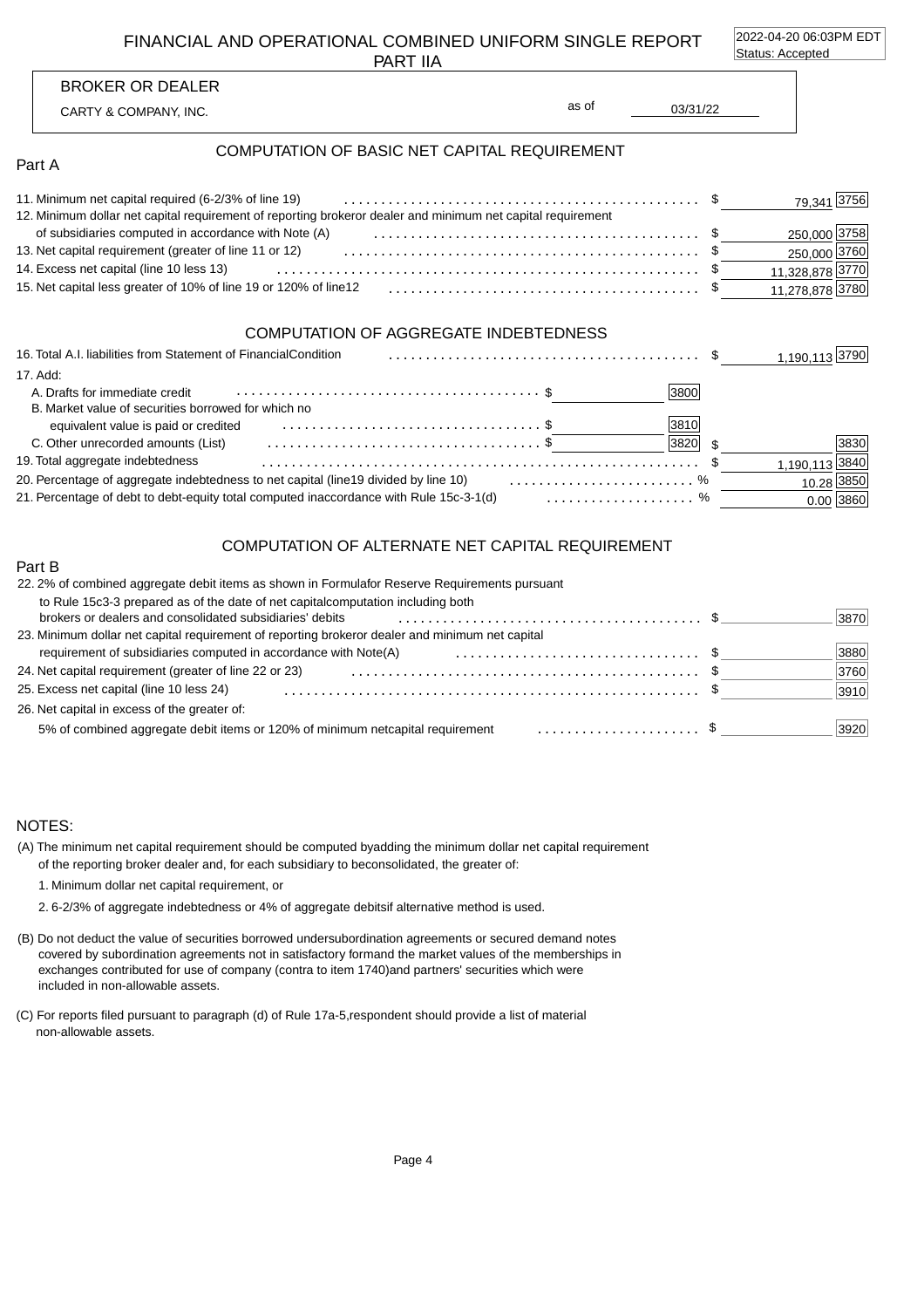# FINANCIAL AND OPERATIONAL COMBINED UNIFORM SINGLE REPORT PART IIA

2022-04-20 06:03PM EDT
Status: Accepted

**BROKER OR DEALER**

CARTY & COMPANY, INC. as of 03/31/22

## COMPUTATION OF BASIC NET CAPITAL REQUIREMENT

### Part A

| Item | | Amount | Code |
|---|---|---|---|
| 11. Minimum net capital required (6-2/3% of line 19) | $ | 79,341 | 3756 |
| 12. Minimum dollar net capital requirement of reporting brokeror dealer and minimum net capital requirement of subsidiaries computed in accordance with Note (A) | $ | 250,000 | 3758 |
| 13. Net capital requirement (greater of line 11 or 12) | $ | 250,000 | 3760 |
| 14. Excess net capital (line 10 less 13) | $ | 11,328,878 | 3770 |
| 15. Net capital less greater of 10% of line 19 or 120% of line12 | $ | 11,278,878 | 3780 |

## COMPUTATION OF AGGREGATE INDEBTEDNESS

| Item | | | Code | | Amount | Code |
|---|---|---|---|---|---|---|
| 16. Total A.I. liabilities from Statement of FinancialCondition | | | | $ | 1,190,113 | 3790 |
| 17. Add: | | | | | | |
| A. Drafts for immediate credit | $ | | 3800 | | | |
| B. Market value of securities borrowed for which no equivalent value is paid or credited | $ | | 3810 | | | |
| C. Other unrecorded amounts (List) | $ | | 3820 | $ | | 3830 |
| 19. Total aggregate indebtedness | | | | $ | 1,190,113 | 3840 |
| 20. Percentage of aggregate indebtedness to net capital (line19 divided by line 10) | | | | % | 10.28 | 3850 |
| 21. Percentage of debt to debt-equity total computed inaccordance with Rule 15c-3-1(d) | | | | % | 0.00 | 3860 |

## COMPUTATION OF ALTERNATE NET CAPITAL REQUIREMENT

### Part B

| Item | | Amount | Code |
|---|---|---|---|
| 22. 2% of combined aggregate debit items as shown in Formulafor Reserve Requirements pursuant to Rule 15c3-3 prepared as of the date of net capitalcomputation including both brokers or dealers and consolidated subsidiaries' debits | $ | | 3870 |
| 23. Minimum dollar net capital requirement of reporting brokeror dealer and minimum net capital requirement of subsidiaries computed in accordance with Note(A) | $ | | 3880 |
| 24. Net capital requirement (greater of line 22 or 23) | $ | | 3760 |
| 25. Excess net capital (line 10 less 24) | $ | | 3910 |
| 26. Net capital in excess of the greater of: 5% of combined aggregate debit items or 120% of minimum netcapital requirement | $ | | 3920 |

## NOTES:

(A) The minimum net capital requirement should be computed byadding the minimum dollar net capital requirement of the reporting broker dealer and, for each subsidiary to beconsolidated, the greater of:

1. Minimum dollar net capital requirement, or
2. 6-2/3% of aggregate indebtedness or 4% of aggregate debitsif alternative method is used.

(B) Do not deduct the value of securities borrowed undersubordination agreements or secured demand notes covered by subordination agreements not in satisfactory formand the market values of the memberships in exchanges contributed for use of company (contra to item 1740)and partners' securities which were included in non-allowable assets.

(C) For reports filed pursuant to paragraph (d) of Rule 17a-5,respondent should provide a list of material non-allowable assets.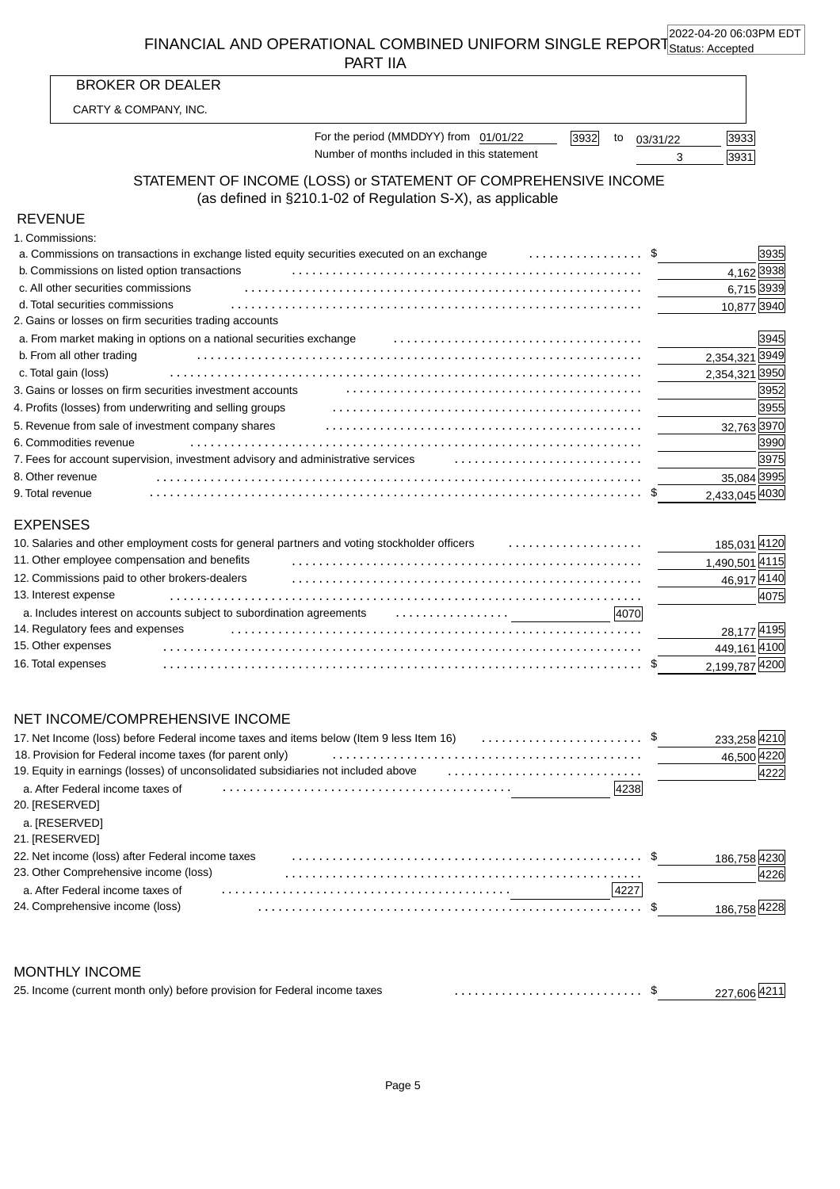2022-04-20 06:03PM EDT
Status: Accepted

# FINANCIAL AND OPERATIONAL COMBINED UNIFORM SINGLE REPORT
## PART IIA

**BROKER OR DEALER**

CARTY & COMPANY, INC.

For the period (MMDDYY) from 01/01/22 [3932] to 03/31/22 [3933]

Number of months included in this statement 3 [3931]

## STATEMENT OF INCOME (LOSS) or STATEMENT OF COMPREHENSIVE INCOME
(as defined in §210.1-02 of Regulation S-X), as applicable

### REVENUE

| Item | Amount | Code |
|---|---|---|
| 1. Commissions: | | |
| a. Commissions on transactions in exchange listed equity securities executed on an exchange | $ | 3935 |
| b. Commissions on listed option transactions | 4,162 | 3938 |
| c. All other securities commissions | 6,715 | 3939 |
| d. Total securities commissions | 10,877 | 3940 |
| 2. Gains or losses on firm securities trading accounts | | |
| a. From market making in options on a national securities exchange | | 3945 |
| b. From all other trading | 2,354,321 | 3949 |
| c. Total gain (loss) | 2,354,321 | 3950 |
| 3. Gains or losses on firm securities investment accounts | | 3952 |
| 4. Profits (losses) from underwriting and selling groups | | 3955 |
| 5. Revenue from sale of investment company shares | 32,763 | 3970 |
| 6. Commodities revenue | | 3990 |
| 7. Fees for account supervision, investment advisory and administrative services | | 3975 |
| 8. Other revenue | 35,084 | 3995 |
| 9. Total revenue | $ 2,433,045 | 4030 |

### EXPENSES

| Item | Amount | Code |
|---|---|---|
| 10. Salaries and other employment costs for general partners and voting stockholder officers | 185,031 | 4120 |
| 11. Other employee compensation and benefits | 1,490,501 | 4115 |
| 12. Commissions paid to other brokers-dealers | 46,917 | 4140 |
| 13. Interest expense | | 4075 |
| a. Includes interest on accounts subject to subordination agreements [4070] | | |
| 14. Regulatory fees and expenses | 28,177 | 4195 |
| 15. Other expenses | 449,161 | 4100 |
| 16. Total expenses | $ 2,199,787 | 4200 |

### NET INCOME/COMPREHENSIVE INCOME

| Item | Amount | Code |
|---|---|---|
| 17. Net Income (loss) before Federal income taxes and items below (Item 9 less Item 16) | $ 233,258 | 4210 |
| 18. Provision for Federal income taxes (for parent only) | 46,500 | 4220 |
| 19. Equity in earnings (losses) of unconsolidated subsidiaries not included above | | 4222 |
| a. After Federal income taxes of [4238] | | |
| 20. [RESERVED] | | |
| a. [RESERVED] | | |
| 21. [RESERVED] | | |
| 22. Net income (loss) after Federal income taxes | $ 186,758 | 4230 |
| 23. Other Comprehensive income (loss) | | 4226 |
| a. After Federal income taxes of [4227] | | |
| 24. Comprehensive income (loss) | $ 186,758 | 4228 |

### MONTHLY INCOME

| Item | Amount | Code |
|---|---|---|
| 25. Income (current month only) before provision for Federal income taxes | $ 227,606 | 4211 |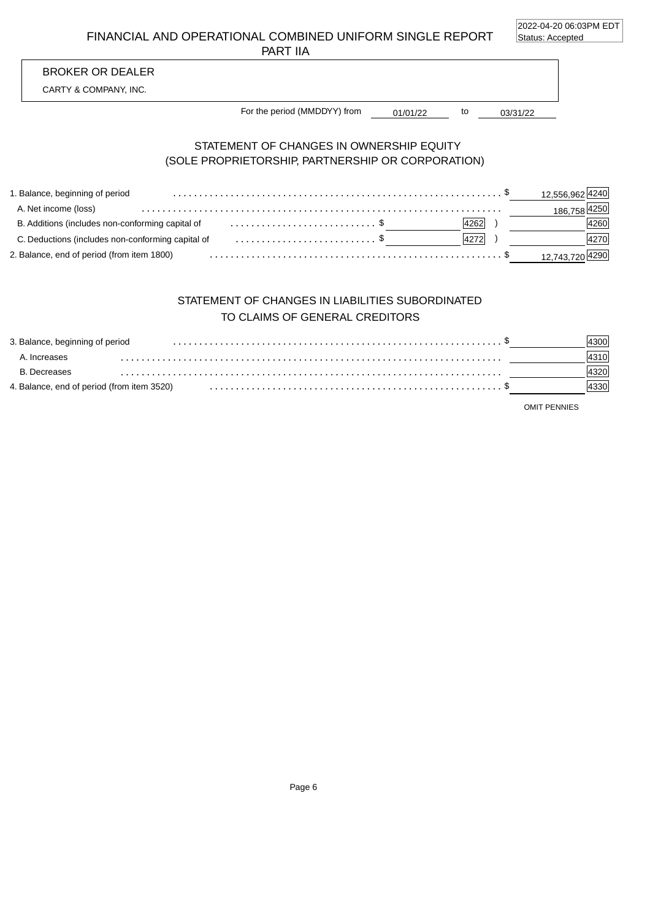2022-04-20 06:03PM EDT
Status: Accepted

# FINANCIAL AND OPERATIONAL COMBINED UNIFORM SINGLE REPORT
## PART IIA

BROKER OR DEALER

CARTY & COMPANY, INC.

For the period (MMDDYY) from 01/01/22 to 03/31/22

## STATEMENT OF CHANGES IN OWNERSHIP EQUITY
## (SOLE PROPRIETORSHIP, PARTNERSHIP OR CORPORATION)

| Item | | | Amount | Code |
|---|---|---|---|---|
| 1. Balance, beginning of period | | | $ 12,556,962 | 4240 |
| A. Net income (loss) | | | 186,758 | 4250 |
| B. Additions (includes non-conforming capital of | $ | 4262 ) | | 4260 |
| C. Deductions (includes non-conforming capital of | $ | 4272 ) | | 4270 |
| 2. Balance, end of period (from item 1800) | | | $ 12,743,720 | 4290 |

## STATEMENT OF CHANGES IN LIABILITIES SUBORDINATED
## TO CLAIMS OF GENERAL CREDITORS

| Item | Amount | Code |
|---|---|---|
| 3. Balance, beginning of period | $ | 4300 |
| A. Increases | | 4310 |
| B. Decreases | | 4320 |
| 4. Balance, end of period (from item 3520) | $ | 4330 |

OMIT PENNIES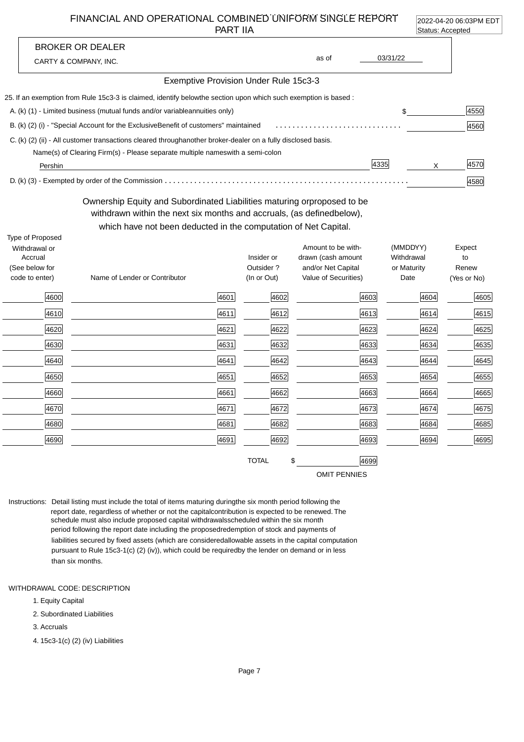# FINANCIAL AND OPERATIONAL COMBINED UNIFORM SINGLE REPORT PART IIA

2022-04-20 06:03PM EDT
Status: Accepted

BROKER OR DEALER

CARTY & COMPANY, INC. as of 03/31/22

## Exemptive Provision Under Rule 15c3-3

25. If an exemption from Rule 15c3-3 is claimed, identify below the section upon which such exemption is based :

A. (k) (1) - Limited business (mutual funds and/or variable annuities only) $ 4550

B. (k) (2) (i) - "Special Account for the Exclusive Benefit of customers" maintained .............................. 4560

C. (k) (2) (ii) - All customer transactions cleared through another broker-dealer on a fully disclosed basis.

Name(s) of Clearing Firm(s) - Please separate multiple names with a semi-colon

Pershin 4335 X 4570

D. (k) (3) - Exempted by order of the Commission ........................................................ 4580

## Ownership Equity and Subordinated Liabilities maturing or proposed to be withdrawn within the next six months and accruals, (as defined below), which have not been deducted in the computation of Net Capital.

| Type of Proposed Withdrawal or Accrual (See below for code to enter) | Name of Lender or Contributor | Insider or Outsider ? (In or Out) | Amount to be with-drawn (cash amount and/or Net Capital Value of Securities) | (MMDDYY) Withdrawal or Maturity Date | Expect to Renew (Yes or No) |
|---|---|---|---|---|---|
| 4600 | 4601 | 4602 | 4603 | 4604 | 4605 |
| 4610 | 4611 | 4612 | 4613 | 4614 | 4615 |
| 4620 | 4621 | 4622 | 4623 | 4624 | 4625 |
| 4630 | 4631 | 4632 | 4633 | 4634 | 4635 |
| 4640 | 4641 | 4642 | 4643 | 4644 | 4645 |
| 4650 | 4651 | 4652 | 4653 | 4654 | 4655 |
| 4660 | 4661 | 4662 | 4663 | 4664 | 4665 |
| 4670 | 4671 | 4672 | 4673 | 4674 | 4675 |
| 4680 | 4681 | 4682 | 4683 | 4684 | 4685 |
| 4690 | 4691 | 4692 | 4693 | 4694 | 4695 |
| | | TOTAL | $ 4699 | | |

OMIT PENNIES

Instructions: Detail listing must include the total of items maturing during the six month period following the report date, regardless of whether or not the capital contribution is expected to be renewed. The schedule must also include proposed capital withdrawals scheduled within the six month period following the report date including the proposed redemption of stock and payments of liabilities secured by fixed assets (which are considered allowable assets in the capital computation pursuant to Rule 15c3-1(c) (2) (iv)), which could be required by the lender on demand or in less than six months.

WITHDRAWAL CODE: DESCRIPTION

1. Equity Capital
2. Subordinated Liabilities
3. Accruals
4. 15c3-1(c) (2) (iv) Liabilities